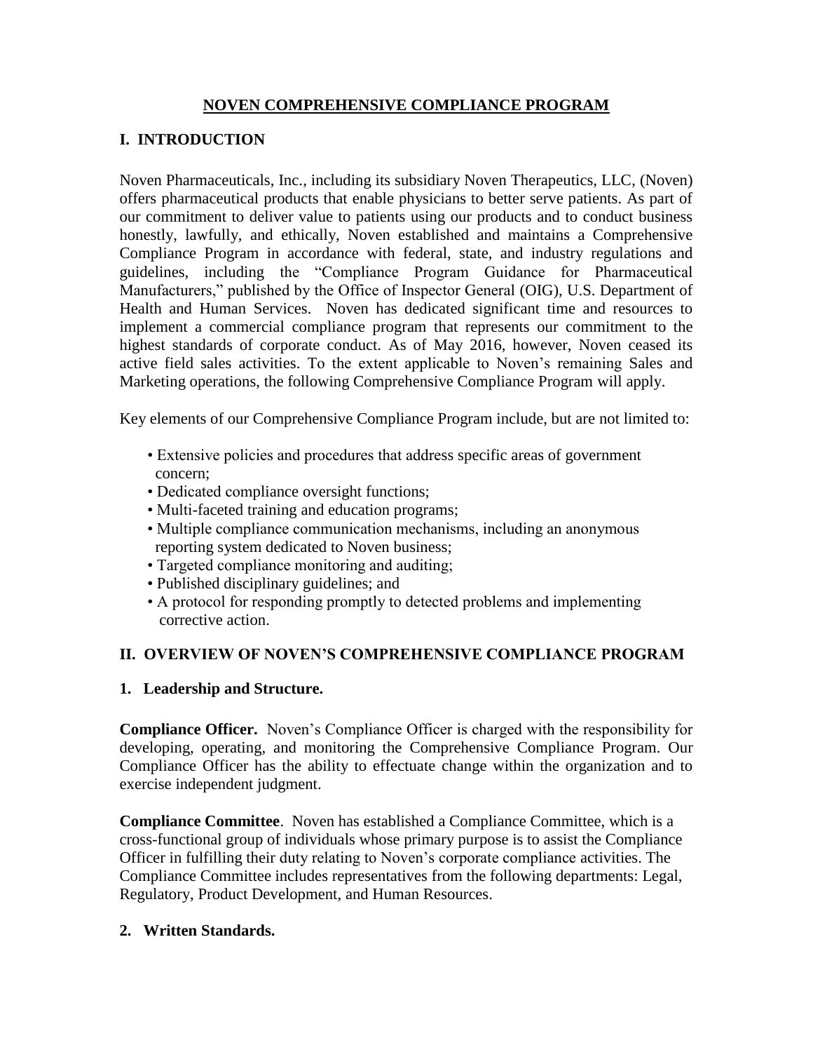# NOVEN COMPREHENSIVE COMPLIANCE PROGRAM

## I. INTRODUCTION

Noven Pharmaceuticals, Inc., including its subsidiary Noven Therapeutics, LLC, (Noven) offers pharmaceutical products that enable physicians to better serve patients. As part of our commitment to deliver value to patients using our products and to conduct business honestly, lawfully, and ethically, Noven established and maintains a Comprehensive Compliance Program in accordance with federal, state, and industry regulations and guidelines, including the "Compliance Program Guidance for Pharmaceutical Manufacturers," published by the Office of Inspector General (OIG), U.S. Department of Health and Human Services. Noven has dedicated significant time and resources to implement a commercial compliance program that represents our commitment to the highest standards of corporate conduct. As of May 2016, however, Noven ceased its active field sales activities. To the extent applicable to Noven's remaining Sales and Marketing operations, the following Comprehensive Compliance Program will apply.

Key elements of our Comprehensive Compliance Program include, but are not limited to:

- Extensive policies and procedures that address specific areas of government concern;
- Dedicated compliance oversight functions;
- Multi-faceted training and education programs;
- Multiple compliance communication mechanisms, including an anonymous reporting system dedicated to Noven business;
- Targeted compliance monitoring and auditing;
- Published disciplinary guidelines; and
- A protocol for responding promptly to detected problems and implementing corrective action.

## II. OVERVIEW OF NOVEN'S COMPREHENSIVE COMPLIANCE PROGRAM

### 1. Leadership and Structure.

**Compliance Officer.** Noven's Compliance Officer is charged with the responsibility for developing, operating, and monitoring the Comprehensive Compliance Program. Our Compliance Officer has the ability to effectuate change within the organization and to exercise independent judgment.

**Compliance Committee**. Noven has established a Compliance Committee, which is a cross-functional group of individuals whose primary purpose is to assist the Compliance Officer in fulfilling their duty relating to Noven's corporate compliance activities. The Compliance Committee includes representatives from the following departments: Legal, Regulatory, Product Development, and Human Resources.

### 2. Written Standards.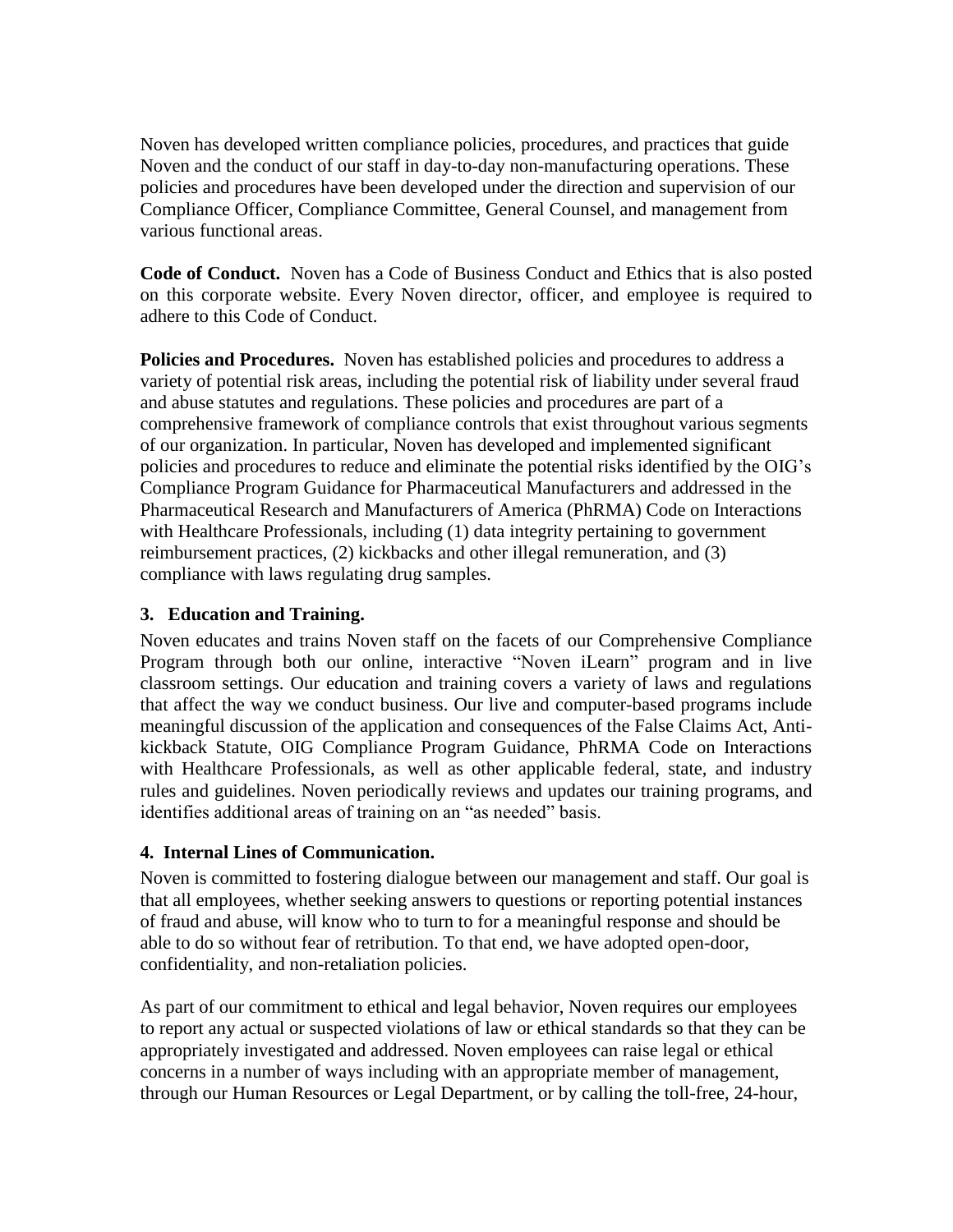Noven has developed written compliance policies, procedures, and practices that guide Noven and the conduct of our staff in day-to-day non-manufacturing operations. These policies and procedures have been developed under the direction and supervision of our Compliance Officer, Compliance Committee, General Counsel, and management from various functional areas.

**Code of Conduct.** Noven has a Code of Business Conduct and Ethics that is also posted on this corporate website. Every Noven director, officer, and employee is required to adhere to this Code of Conduct.

**Policies and Procedures.** Noven has established policies and procedures to address a variety of potential risk areas, including the potential risk of liability under several fraud and abuse statutes and regulations. These policies and procedures are part of a comprehensive framework of compliance controls that exist throughout various segments of our organization. In particular, Noven has developed and implemented significant policies and procedures to reduce and eliminate the potential risks identified by the OIG's Compliance Program Guidance for Pharmaceutical Manufacturers and addressed in the Pharmaceutical Research and Manufacturers of America (PhRMA) Code on Interactions with Healthcare Professionals, including (1) data integrity pertaining to government reimbursement practices, (2) kickbacks and other illegal remuneration, and (3) compliance with laws regulating drug samples.

### 3. Education and Training.

Noven educates and trains Noven staff on the facets of our Comprehensive Compliance Program through both our online, interactive "Noven iLearn" program and in live classroom settings. Our education and training covers a variety of laws and regulations that affect the way we conduct business. Our live and computer-based programs include meaningful discussion of the application and consequences of the False Claims Act, Anti-kickback Statute, OIG Compliance Program Guidance, PhRMA Code on Interactions with Healthcare Professionals, as well as other applicable federal, state, and industry rules and guidelines. Noven periodically reviews and updates our training programs, and identifies additional areas of training on an "as needed" basis.

### 4. Internal Lines of Communication.

Noven is committed to fostering dialogue between our management and staff. Our goal is that all employees, whether seeking answers to questions or reporting potential instances of fraud and abuse, will know who to turn to for a meaningful response and should be able to do so without fear of retribution. To that end, we have adopted open-door, confidentiality, and non-retaliation policies.

As part of our commitment to ethical and legal behavior, Noven requires our employees to report any actual or suspected violations of law or ethical standards so that they can be appropriately investigated and addressed. Noven employees can raise legal or ethical concerns in a number of ways including with an appropriate member of management, through our Human Resources or Legal Department, or by calling the toll-free, 24-hour,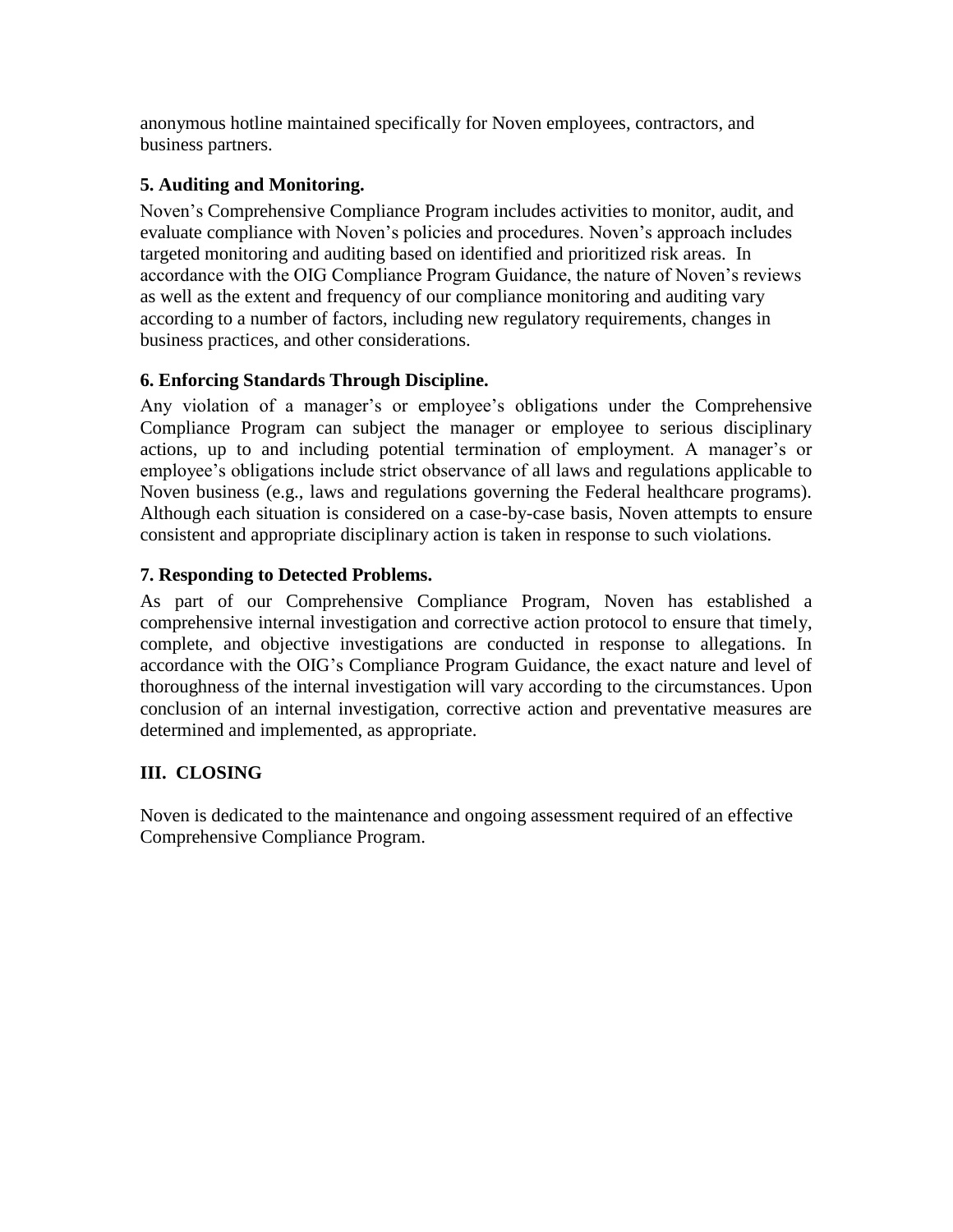anonymous hotline maintained specifically for Noven employees, contractors, and business partners.

### 5. Auditing and Monitoring.

Noven's Comprehensive Compliance Program includes activities to monitor, audit, and evaluate compliance with Noven's policies and procedures. Noven's approach includes targeted monitoring and auditing based on identified and prioritized risk areas. In accordance with the OIG Compliance Program Guidance, the nature of Noven's reviews as well as the extent and frequency of our compliance monitoring and auditing vary according to a number of factors, including new regulatory requirements, changes in business practices, and other considerations.

### 6. Enforcing Standards Through Discipline.

Any violation of a manager's or employee's obligations under the Comprehensive Compliance Program can subject the manager or employee to serious disciplinary actions, up to and including potential termination of employment. A manager's or employee's obligations include strict observance of all laws and regulations applicable to Noven business (e.g., laws and regulations governing the Federal healthcare programs). Although each situation is considered on a case-by-case basis, Noven attempts to ensure consistent and appropriate disciplinary action is taken in response to such violations.

### 7. Responding to Detected Problems.

As part of our Comprehensive Compliance Program, Noven has established a comprehensive internal investigation and corrective action protocol to ensure that timely, complete, and objective investigations are conducted in response to allegations. In accordance with the OIG's Compliance Program Guidance, the exact nature and level of thoroughness of the internal investigation will vary according to the circumstances. Upon conclusion of an internal investigation, corrective action and preventative measures are determined and implemented, as appropriate.

## III. CLOSING

Noven is dedicated to the maintenance and ongoing assessment required of an effective Comprehensive Compliance Program.